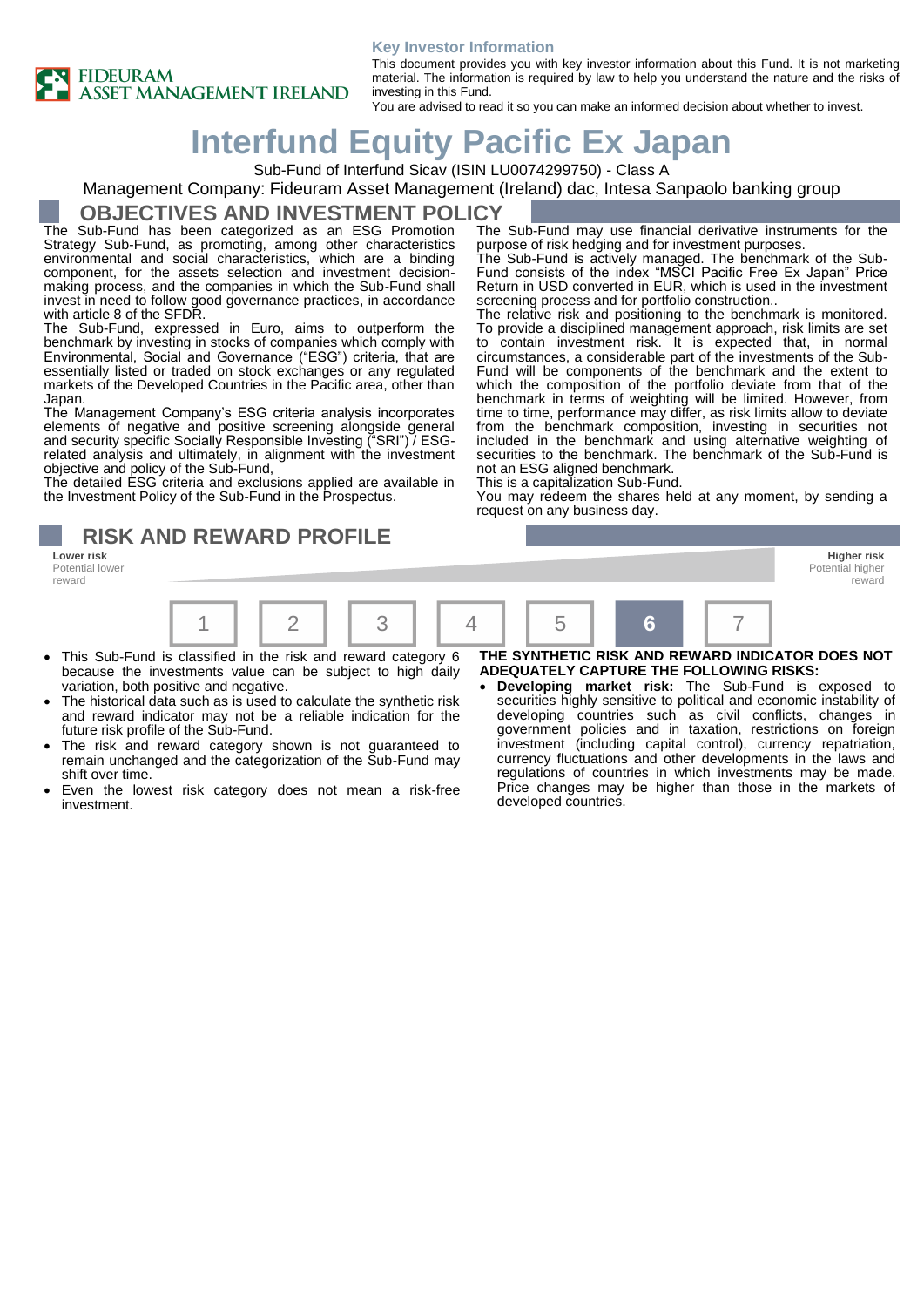FIDEURAM ASSET MANAGEMENT IRELAND

**Key Investor Information**

This document provides you with key investor information about this Fund. It is not marketing material. The information is required by law to help you understand the nature and the risks of investing in this Fund.
You are advised to read it so you can make an informed decision about whether to invest.

# Interfund Equity Pacific Ex Japan

Sub-Fund of Interfund Sicav (ISIN LU0074299750) - Class A

Management Company: Fideuram Asset Management (Ireland) dac, Intesa Sanpaolo banking group

## OBJECTIVES AND INVESTMENT POLICY

The Sub-Fund has been categorized as an ESG Promotion Strategy Sub-Fund, as promoting, among other characteristics environmental and social characteristics, which are a binding component, for the assets selection and investment decision-making process, and the companies in which the Sub-Fund shall invest in need to follow good governance practices, in accordance with article 8 of the SFDR.

The Sub-Fund, expressed in Euro, aims to outperform the benchmark by investing in stocks of companies which comply with Environmental, Social and Governance ("ESG") criteria, that are essentially listed or traded on stock exchanges or any regulated markets of the Developed Countries in the Pacific area, other than Japan.

The Management Company's ESG criteria analysis incorporates elements of negative and positive screening alongside general and security specific Socially Responsible Investing ("SRI") / ESG-related analysis and ultimately, in alignment with the investment objective and policy of the Sub-Fund,

The detailed ESG criteria and exclusions applied are available in the Investment Policy of the Sub-Fund in the Prospectus.

The Sub-Fund may use financial derivative instruments for the purpose of risk hedging and for investment purposes.

The Sub-Fund is actively managed. The benchmark of the Sub-Fund consists of the index "MSCI Pacific Free Ex Japan" Price Return in USD converted in EUR, which is used in the investment screening process and for portfolio construction..

The relative risk and positioning to the benchmark is monitored. To provide a disciplined management approach, risk limits are set to contain investment risk. It is expected that, in normal circumstances, a considerable part of the investments of the Sub-Fund will be components of the benchmark and the extent to which the composition of the portfolio deviate from that of the benchmark in terms of weighting will be limited. However, from time to time, performance may differ, as risk limits allow to deviate from the benchmark composition, investing in securities not included in the benchmark and using alternative weighting of securities to the benchmark. The benchmark of the Sub-Fund is not an ESG aligned benchmark.

This is a capitalization Sub-Fund.

You may redeem the shares held at any moment, by sending a request on any business day.

## RISK AND REWARD PROFILE

**Lower risk**
Potential lower reward

**Higher risk**
Potential higher reward

| 1 | 2 | 3 | 4 | 5 | **6** | 7 |
|---|---|---|---|---|---|---|

- This Sub-Fund is classified in the risk and reward category 6 because the investments value can be subject to high daily variation, both positive and negative.
- The historical data such as is used to calculate the synthetic risk and reward indicator may not be a reliable indication for the future risk profile of the Sub-Fund.
- The risk and reward category shown is not guaranteed to remain unchanged and the categorization of the Sub-Fund may shift over time.
- Even the lowest risk category does not mean a risk-free investment.

**THE SYNTHETIC RISK AND REWARD INDICATOR DOES NOT ADEQUATELY CAPTURE THE FOLLOWING RISKS:**

- **Developing market risk:** The Sub-Fund is exposed to securities highly sensitive to political and economic instability of developing countries such as civil conflicts, changes in government policies and in taxation, restrictions on foreign investment (including capital control), currency repatriation, currency fluctuations and other developments in the laws and regulations of countries in which investments may be made. Price changes may be higher than those in the markets of developed countries.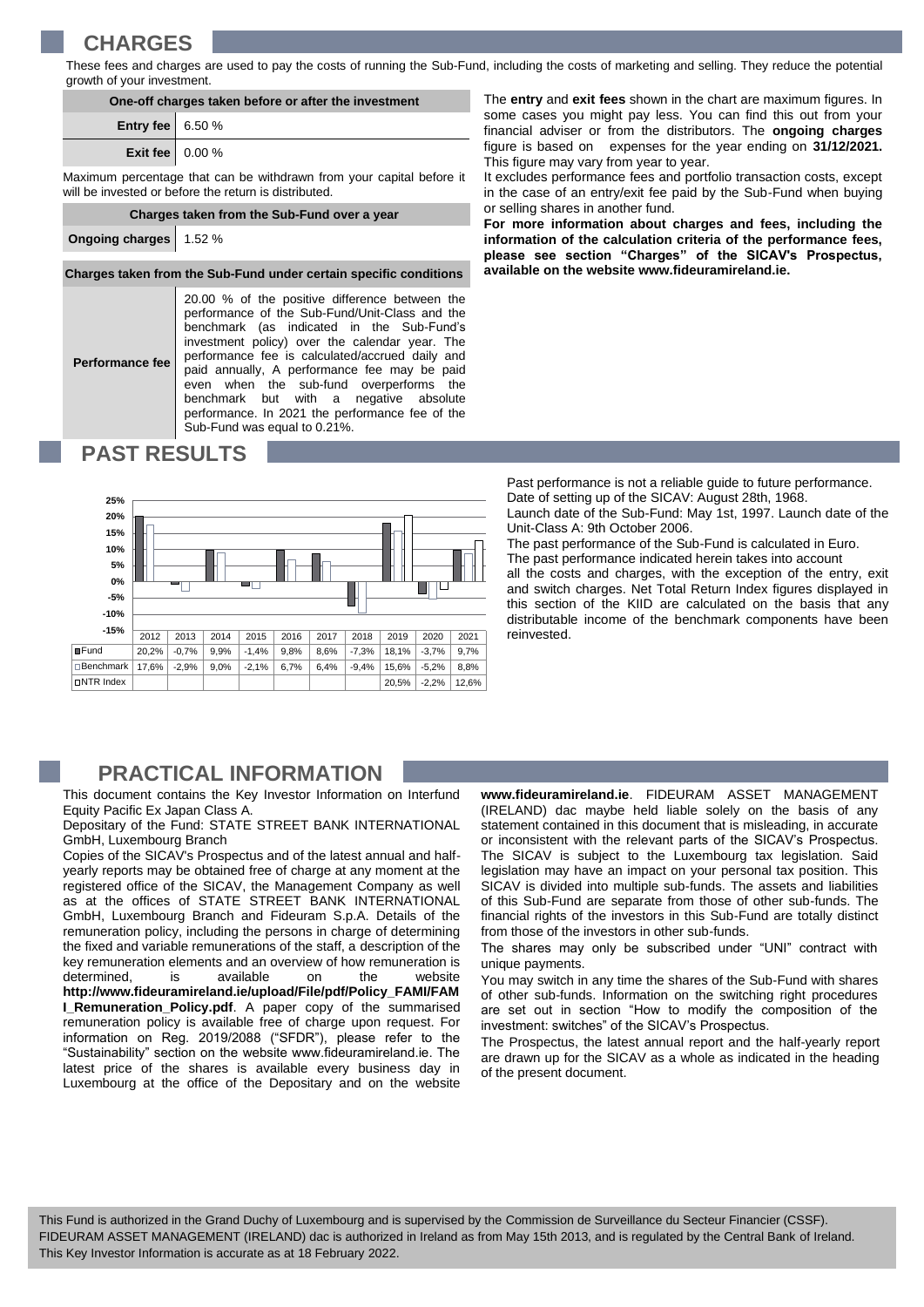## CHARGES

These fees and charges are used to pay the costs of running the Sub-Fund, including the costs of marketing and selling. They reduce the potential growth of your investment.

| One-off charges taken before or after the investment | |
|---|---|
| **Entry fee** | 6.50 % |
| **Exit fee** | 0.00 % |

Maximum percentage that can be withdrawn from your capital before it will be invested or before the return is distributed.

| Charges taken from the Sub-Fund over a year | |
|---|---|
| **Ongoing charges** | 1.52 % |

| Charges taken from the Sub-Fund under certain specific conditions | |
|---|---|
| **Performance fee** | 20.00 % of the positive difference between the performance of the Sub-Fund/Unit-Class and the benchmark (as indicated in the Sub-Fund's investment policy) over the calendar year. The performance fee is calculated/accrued daily and paid annually, A performance fee may be paid even when the sub-fund overperforms the benchmark but with a negative absolute performance. In 2021 the performance fee of the Sub-Fund was equal to 0.21%. |

The **entry** and **exit fees** shown in the chart are maximum figures. In some cases you might pay less. You can find this out from your financial adviser or from the distributors. The **ongoing charges** figure is based on expenses for the year ending on **31/12/2021.** This figure may vary from year to year.

It excludes performance fees and portfolio transaction costs, except in the case of an entry/exit fee paid by the Sub-Fund when buying or selling shares in another fund.

**For more information about charges and fees, including the information of the calculation criteria of the performance fees, please see section "Charges" of the SICAV's Prospectus, available on the website www.fideuramireland.ie.**

## PAST RESULTS

25%
20%
15%
10%
5%
0%
-5%
-10%
-15%

| | 2012 | 2013 | 2014 | 2015 | 2016 | 2017 | 2018 | 2019 | 2020 | 2021 |
|---|---|---|---|---|---|---|---|---|---|---|
| Fund | 20,2% | -0,7% | 9,9% | -1,4% | 9,8% | 8,6% | -7,3% | 18,1% | -3,7% | 9,7% |
| Benchmark | 17,6% | -2,9% | 9,0% | -2,1% | 6,7% | 6,4% | -9,4% | 15,6% | -5,2% | 8,8% |
| NTR Index | | | | | | | | 20,5% | -2,2% | 12,6% |

Past performance is not a reliable guide to future performance.
Date of setting up of the SICAV: August 28th, 1968.
Launch date of the Sub-Fund: May 1st, 1997. Launch date of the Unit-Class A: 9th October 2006.
The past performance of the Sub-Fund is calculated in Euro.
The past performance indicated herein takes into account all the costs and charges, with the exception of the entry, exit and switch charges. Net Total Return Index figures displayed in this section of the KIID are calculated on the basis that any distributable income of the benchmark components have been reinvested.

## PRACTICAL INFORMATION

This document contains the Key Investor Information on Interfund Equity Pacific Ex Japan Class A.

Depositary of the Fund: STATE STREET BANK INTERNATIONAL GmbH, Luxembourg Branch

Copies of the SICAV's Prospectus and of the latest annual and half-yearly reports may be obtained free of charge at any moment at the registered office of the SICAV, the Management Company as well as at the offices of STATE STREET BANK INTERNATIONAL GmbH, Luxembourg Branch and Fideuram S.p.A. Details of the remuneration policy, including the persons in charge of determining the fixed and variable remunerations of the staff, a description of the key remuneration elements and an overview of how remuneration is determined, is available on the website **http://www.fideuramireland.ie/upload/File/pdf/Policy_FAMI/FAMI_Remuneration_Policy.pdf**. A paper copy of the summarised remuneration policy is available free of charge upon request. For information on Reg. 2019/2088 ("SFDR"), please refer to the "Sustainability" section on the website www.fideuramireland.ie. The latest price of the shares is available every business day in Luxembourg at the office of the Depositary and on the website **www.fideuramireland.ie**. FIDEURAM ASSET MANAGEMENT (IRELAND) dac maybe held liable solely on the basis of any statement contained in this document that is misleading, in accurate or inconsistent with the relevant parts of the SICAV's Prospectus. The SICAV is subject to the Luxembourg tax legislation. Said legislation may have an impact on your personal tax position. This SICAV is divided into multiple sub-funds. The assets and liabilities of this Sub-Fund are separate from those of other sub-funds. The financial rights of the investors in this Sub-Fund are totally distinct from those of the investors in other sub-funds.

The shares may only be subscribed under "UNI" contract with unique payments.

You may switch in any time the shares of the Sub-Fund with shares of other sub-funds. Information on the switching right procedures are set out in section "How to modify the composition of the investment: switches" of the SICAV's Prospectus.

The Prospectus, the latest annual report and the half-yearly report are drawn up for the SICAV as a whole as indicated in the heading of the present document.

This Fund is authorized in the Grand Duchy of Luxembourg and is supervised by the Commission de Surveillance du Secteur Financier (CSSF).
FIDEURAM ASSET MANAGEMENT (IRELAND) dac is authorized in Ireland as from May 15th 2013, and is regulated by the Central Bank of Ireland.
This Key Investor Information is accurate as at 18 February 2022.